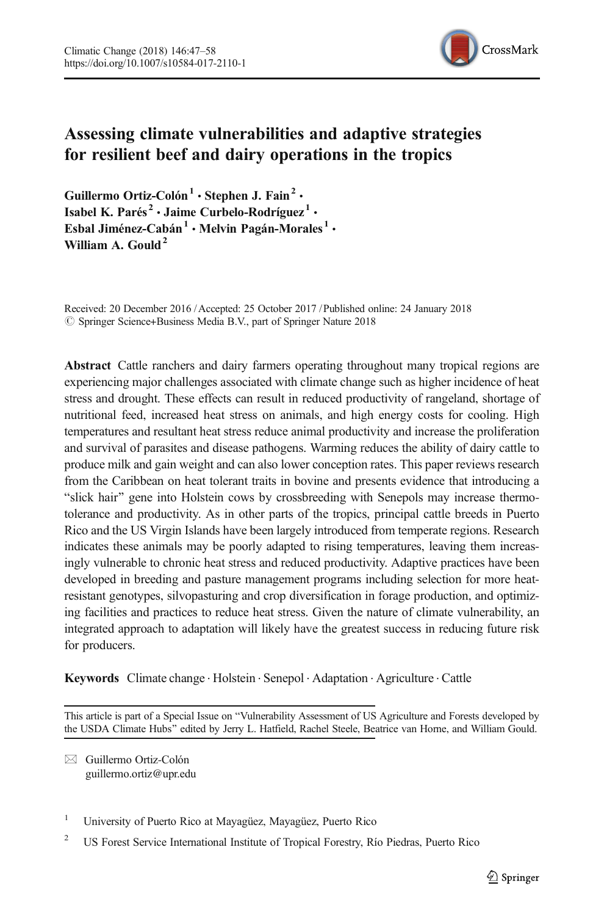# Assessing climate vulnerabilities and adaptive strategies for resilient beef and dairy operations in the tropics

**Guillermo Ortiz-Colón**[1] · **Stephen J. Fain**[2] · **Isabel K. Parés**[2] · **Jaime Curbelo-Rodríguez**[1] · **Esbal Jiménez-Cabán**[1] · **Melvin Pagán-Morales**[1] · **William A. Gould**[2]

Received: 20 December 2016 / Accepted: 25 October 2017 / Published online: 24 January 2018
© Springer Science+Business Media B.V., part of Springer Nature 2018

**Abstract** Cattle ranchers and dairy farmers operating throughout many tropical regions are experiencing major challenges associated with climate change such as higher incidence of heat stress and drought. These effects can result in reduced productivity of rangeland, shortage of nutritional feed, increased heat stress on animals, and high energy costs for cooling. High temperatures and resultant heat stress reduce animal productivity and increase the proliferation and survival of parasites and disease pathogens. Warming reduces the ability of dairy cattle to produce milk and gain weight and can also lower conception rates. This paper reviews research from the Caribbean on heat tolerant traits in bovine and presents evidence that introducing a "slick hair" gene into Holstein cows by crossbreeding with Senepols may increase thermotolerance and productivity. As in other parts of the tropics, principal cattle breeds in Puerto Rico and the US Virgin Islands have been largely introduced from temperate regions. Research indicates these animals may be poorly adapted to rising temperatures, leaving them increasingly vulnerable to chronic heat stress and reduced productivity. Adaptive practices have been developed in breeding and pasture management programs including selection for more heat-resistant genotypes, silvopasturing and crop diversification in forage production, and optimizing facilities and practices to reduce heat stress. Given the nature of climate vulnerability, an integrated approach to adaptation will likely have the greatest success in reducing future risk for producers.

**Keywords** Climate change · Holstein · Senepol · Adaptation · Agriculture · Cattle

This article is part of a Special Issue on "Vulnerability Assessment of US Agriculture and Forests developed by the USDA Climate Hubs" edited by Jerry L. Hatfield, Rachel Steele, Beatrice van Horne, and William Gould.

✉ Guillermo Ortiz-Colón
guillermo.ortiz@upr.edu

[1] University of Puerto Rico at Mayagüez, Mayagüez, Puerto Rico

[2] US Forest Service International Institute of Tropical Forestry, Río Piedras, Puerto Rico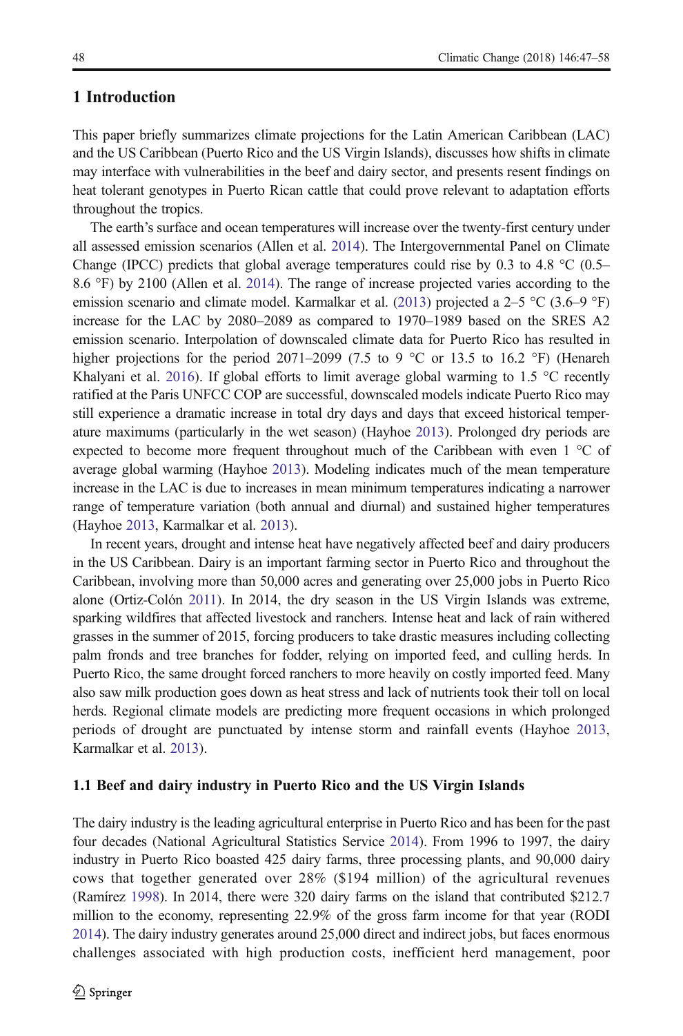## 1 Introduction

This paper briefly summarizes climate projections for the Latin American Caribbean (LAC) and the US Caribbean (Puerto Rico and the US Virgin Islands), discusses how shifts in climate may interface with vulnerabilities in the beef and dairy sector, and presents resent findings on heat tolerant genotypes in Puerto Rican cattle that could prove relevant to adaptation efforts throughout the tropics.

The earth's surface and ocean temperatures will increase over the twenty-first century under all assessed emission scenarios (Allen et al. 2014). The Intergovernmental Panel on Climate Change (IPCC) predicts that global average temperatures could rise by 0.3 to 4.8 °C (0.5–8.6 °F) by 2100 (Allen et al. 2014). The range of increase projected varies according to the emission scenario and climate model. Karmalkar et al. (2013) projected a 2–5 °C (3.6–9 °F) increase for the LAC by 2080–2089 as compared to 1970–1989 based on the SRES A2 emission scenario. Interpolation of downscaled climate data for Puerto Rico has resulted in higher projections for the period 2071–2099 (7.5 to 9 °C or 13.5 to 16.2 °F) (Henareh Khalyani et al. 2016). If global efforts to limit average global warming to 1.5 °C recently ratified at the Paris UNFCC COP are successful, downscaled models indicate Puerto Rico may still experience a dramatic increase in total dry days and days that exceed historical temperature maximums (particularly in the wet season) (Hayhoe 2013). Prolonged dry periods are expected to become more frequent throughout much of the Caribbean with even 1 °C of average global warming (Hayhoe 2013). Modeling indicates much of the mean temperature increase in the LAC is due to increases in mean minimum temperatures indicating a narrower range of temperature variation (both annual and diurnal) and sustained higher temperatures (Hayhoe 2013, Karmalkar et al. 2013).

In recent years, drought and intense heat have negatively affected beef and dairy producers in the US Caribbean. Dairy is an important farming sector in Puerto Rico and throughout the Caribbean, involving more than 50,000 acres and generating over 25,000 jobs in Puerto Rico alone (Ortiz-Colón 2011). In 2014, the dry season in the US Virgin Islands was extreme, sparking wildfires that affected livestock and ranchers. Intense heat and lack of rain withered grasses in the summer of 2015, forcing producers to take drastic measures including collecting palm fronds and tree branches for fodder, relying on imported feed, and culling herds. In Puerto Rico, the same drought forced ranchers to more heavily on costly imported feed. Many also saw milk production goes down as heat stress and lack of nutrients took their toll on local herds. Regional climate models are predicting more frequent occasions in which prolonged periods of drought are punctuated by intense storm and rainfall events (Hayhoe 2013, Karmalkar et al. 2013).

### 1.1 Beef and dairy industry in Puerto Rico and the US Virgin Islands

The dairy industry is the leading agricultural enterprise in Puerto Rico and has been for the past four decades (National Agricultural Statistics Service 2014). From 1996 to 1997, the dairy industry in Puerto Rico boasted 425 dairy farms, three processing plants, and 90,000 dairy cows that together generated over 28% ($194 million) of the agricultural revenues (Ramírez 1998). In 2014, there were 320 dairy farms on the island that contributed $212.7 million to the economy, representing 22.9% of the gross farm income for that year (RODI 2014). The dairy industry generates around 25,000 direct and indirect jobs, but faces enormous challenges associated with high production costs, inefficient herd management, poor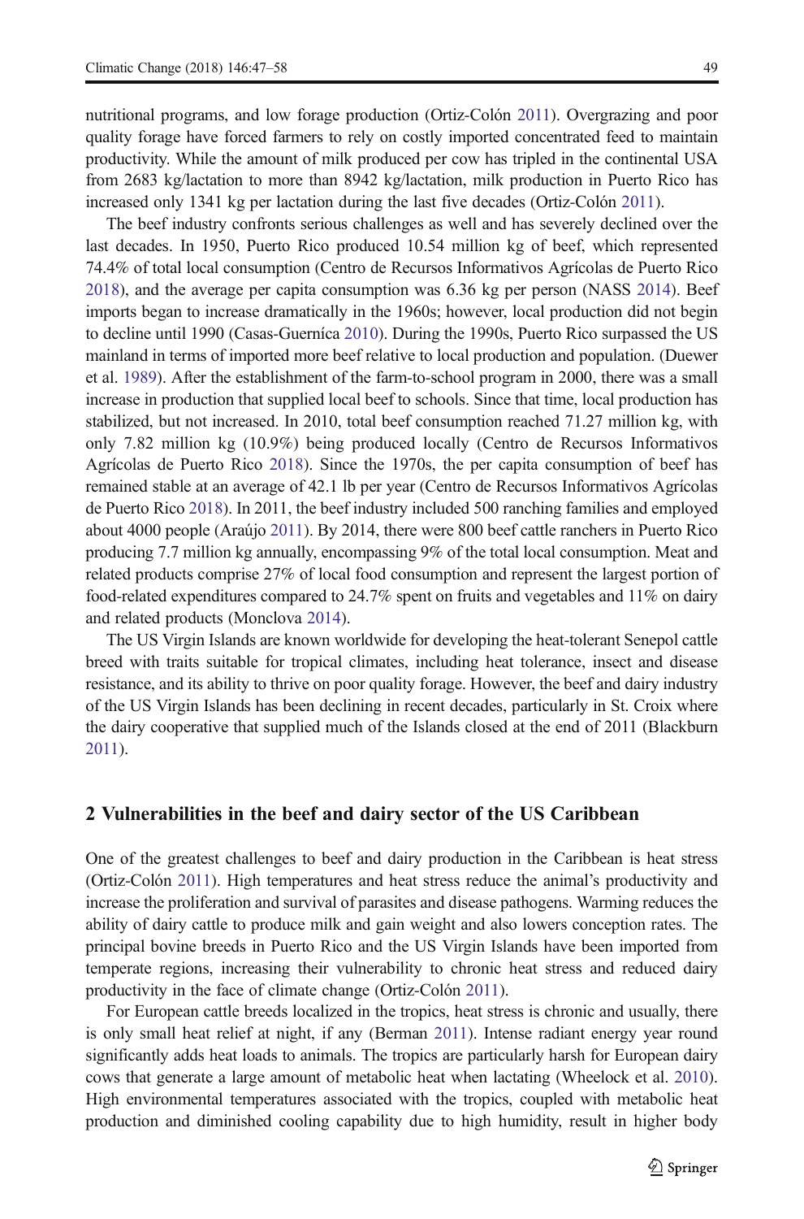nutritional programs, and low forage production (Ortiz-Colón 2011). Overgrazing and poor quality forage have forced farmers to rely on costly imported concentrated feed to maintain productivity. While the amount of milk produced per cow has tripled in the continental USA from 2683 kg/lactation to more than 8942 kg/lactation, milk production in Puerto Rico has increased only 1341 kg per lactation during the last five decades (Ortiz-Colón 2011).

The beef industry confronts serious challenges as well and has severely declined over the last decades. In 1950, Puerto Rico produced 10.54 million kg of beef, which represented 74.4% of total local consumption (Centro de Recursos Informativos Agrícolas de Puerto Rico 2018), and the average per capita consumption was 6.36 kg per person (NASS 2014). Beef imports began to increase dramatically in the 1960s; however, local production did not begin to decline until 1990 (Casas-Guerníca 2010). During the 1990s, Puerto Rico surpassed the US mainland in terms of imported more beef relative to local production and population. (Duewer et al. 1989). After the establishment of the farm-to-school program in 2000, there was a small increase in production that supplied local beef to schools. Since that time, local production has stabilized, but not increased. In 2010, total beef consumption reached 71.27 million kg, with only 7.82 million kg (10.9%) being produced locally (Centro de Recursos Informativos Agrícolas de Puerto Rico 2018). Since the 1970s, the per capita consumption of beef has remained stable at an average of 42.1 lb per year (Centro de Recursos Informativos Agrícolas de Puerto Rico 2018). In 2011, the beef industry included 500 ranching families and employed about 4000 people (Araújo 2011). By 2014, there were 800 beef cattle ranchers in Puerto Rico producing 7.7 million kg annually, encompassing 9% of the total local consumption. Meat and related products comprise 27% of local food consumption and represent the largest portion of food-related expenditures compared to 24.7% spent on fruits and vegetables and 11% on dairy and related products (Monclova 2014).

The US Virgin Islands are known worldwide for developing the heat-tolerant Senepol cattle breed with traits suitable for tropical climates, including heat tolerance, insect and disease resistance, and its ability to thrive on poor quality forage. However, the beef and dairy industry of the US Virgin Islands has been declining in recent decades, particularly in St. Croix where the dairy cooperative that supplied much of the Islands closed at the end of 2011 (Blackburn 2011).

## 2 Vulnerabilities in the beef and dairy sector of the US Caribbean

One of the greatest challenges to beef and dairy production in the Caribbean is heat stress (Ortiz-Colón 2011). High temperatures and heat stress reduce the animal's productivity and increase the proliferation and survival of parasites and disease pathogens. Warming reduces the ability of dairy cattle to produce milk and gain weight and also lowers conception rates. The principal bovine breeds in Puerto Rico and the US Virgin Islands have been imported from temperate regions, increasing their vulnerability to chronic heat stress and reduced dairy productivity in the face of climate change (Ortiz-Colón 2011).

For European cattle breeds localized in the tropics, heat stress is chronic and usually, there is only small heat relief at night, if any (Berman 2011). Intense radiant energy year round significantly adds heat loads to animals. The tropics are particularly harsh for European dairy cows that generate a large amount of metabolic heat when lactating (Wheelock et al. 2010). High environmental temperatures associated with the tropics, coupled with metabolic heat production and diminished cooling capability due to high humidity, result in higher body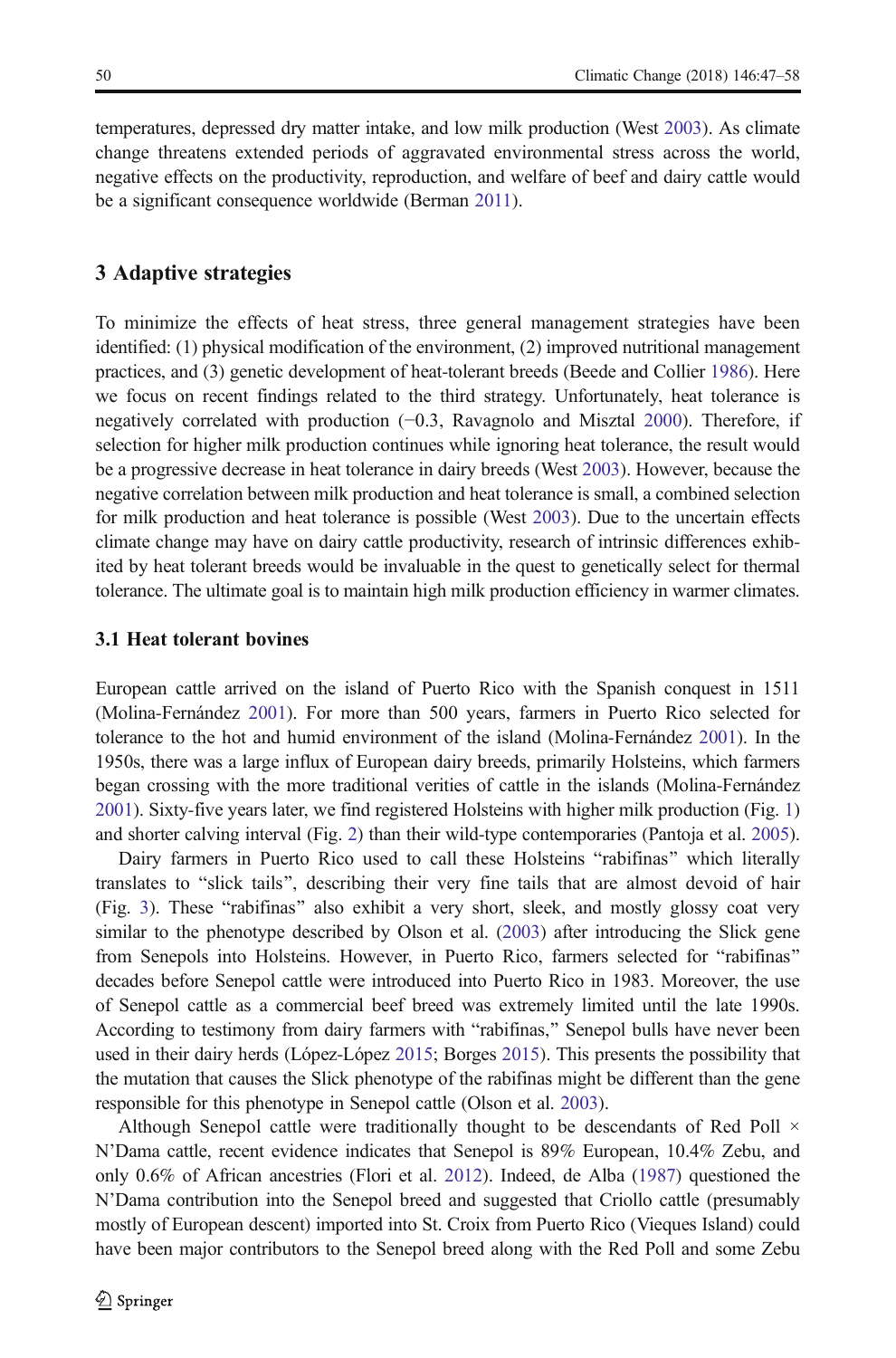temperatures, depressed dry matter intake, and low milk production (West 2003). As climate change threatens extended periods of aggravated environmental stress across the world, negative effects on the productivity, reproduction, and welfare of beef and dairy cattle would be a significant consequence worldwide (Berman 2011).

## 3 Adaptive strategies

To minimize the effects of heat stress, three general management strategies have been identified: (1) physical modification of the environment, (2) improved nutritional management practices, and (3) genetic development of heat-tolerant breeds (Beede and Collier 1986). Here we focus on recent findings related to the third strategy. Unfortunately, heat tolerance is negatively correlated with production (−0.3, Ravagnolo and Misztal 2000). Therefore, if selection for higher milk production continues while ignoring heat tolerance, the result would be a progressive decrease in heat tolerance in dairy breeds (West 2003). However, because the negative correlation between milk production and heat tolerance is small, a combined selection for milk production and heat tolerance is possible (West 2003). Due to the uncertain effects climate change may have on dairy cattle productivity, research of intrinsic differences exhibited by heat tolerant breeds would be invaluable in the quest to genetically select for thermal tolerance. The ultimate goal is to maintain high milk production efficiency in warmer climates.

### 3.1 Heat tolerant bovines

European cattle arrived on the island of Puerto Rico with the Spanish conquest in 1511 (Molina-Fernández 2001). For more than 500 years, farmers in Puerto Rico selected for tolerance to the hot and humid environment of the island (Molina-Fernández 2001). In the 1950s, there was a large influx of European dairy breeds, primarily Holsteins, which farmers began crossing with the more traditional verities of cattle in the islands (Molina-Fernández 2001). Sixty-five years later, we find registered Holsteins with higher milk production (Fig. 1) and shorter calving interval (Fig. 2) than their wild-type contemporaries (Pantoja et al. 2005).

Dairy farmers in Puerto Rico used to call these Holsteins "rabifinas" which literally translates to "slick tails", describing their very fine tails that are almost devoid of hair (Fig. 3). These "rabifinas" also exhibit a very short, sleek, and mostly glossy coat very similar to the phenotype described by Olson et al. (2003) after introducing the Slick gene from Senepols into Holsteins. However, in Puerto Rico, farmers selected for "rabifinas" decades before Senepol cattle were introduced into Puerto Rico in 1983. Moreover, the use of Senepol cattle as a commercial beef breed was extremely limited until the late 1990s. According to testimony from dairy farmers with "rabifinas," Senepol bulls have never been used in their dairy herds (López-López 2015; Borges 2015). This presents the possibility that the mutation that causes the Slick phenotype of the rabifinas might be different than the gene responsible for this phenotype in Senepol cattle (Olson et al. 2003).

Although Senepol cattle were traditionally thought to be descendants of Red Poll × N'Dama cattle, recent evidence indicates that Senepol is 89% European, 10.4% Zebu, and only 0.6% of African ancestries (Flori et al. 2012). Indeed, de Alba (1987) questioned the N'Dama contribution into the Senepol breed and suggested that Criollo cattle (presumably mostly of European descent) imported into St. Croix from Puerto Rico (Vieques Island) could have been major contributors to the Senepol breed along with the Red Poll and some Zebu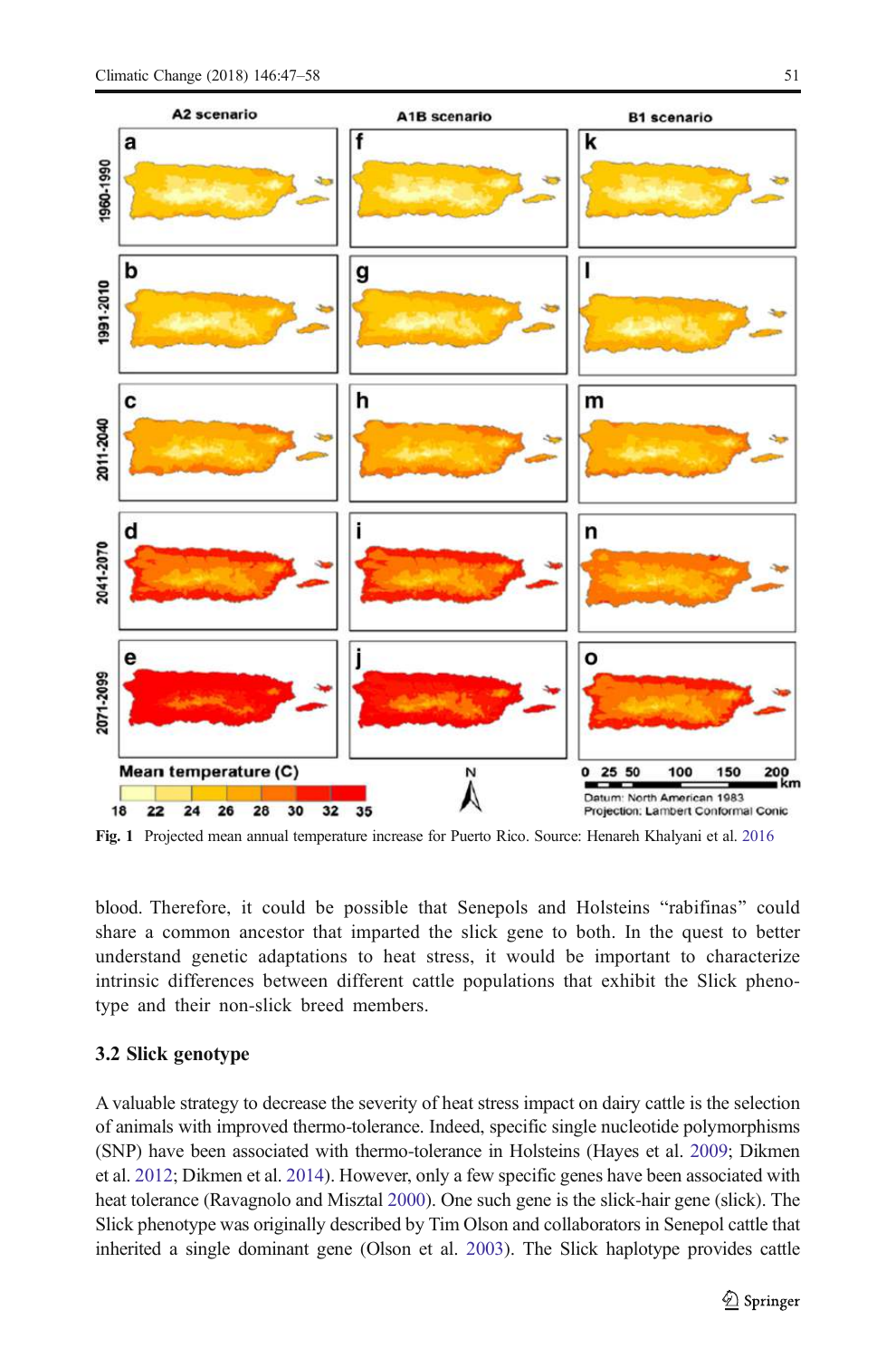Fig. 1 Projected mean annual temperature increase for Puerto Rico. Source: Henareh Khalyani et al. 2016

blood. Therefore, it could be possible that Senepols and Holsteins "rabifinas" could share a common ancestor that imparted the slick gene to both. In the quest to better understand genetic adaptations to heat stress, it would be important to characterize intrinsic differences between different cattle populations that exhibit the Slick phenotype and their non-slick breed members.

### 3.2 Slick genotype

A valuable strategy to decrease the severity of heat stress impact on dairy cattle is the selection of animals with improved thermo-tolerance. Indeed, specific single nucleotide polymorphisms (SNP) have been associated with thermo-tolerance in Holsteins (Hayes et al. 2009; Dikmen et al. 2012; Dikmen et al. 2014). However, only a few specific genes have been associated with heat tolerance (Ravagnolo and Misztal 2000). One such gene is the slick-hair gene (slick). The Slick phenotype was originally described by Tim Olson and collaborators in Senepol cattle that inherited a single dominant gene (Olson et al. 2003). The Slick haplotype provides cattle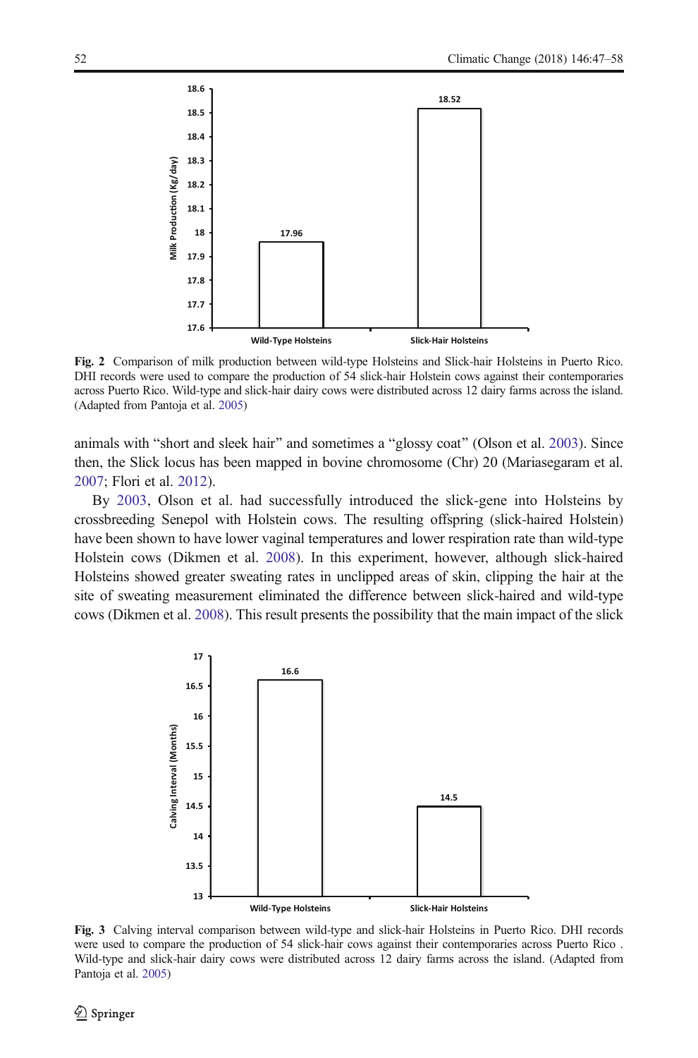**Fig. 2** Comparison of milk production between wild-type Holsteins and Slick-hair Holsteins in Puerto Rico. DHI records were used to compare the production of 54 slick-hair Holstein cows against their contemporaries across Puerto Rico. Wild-type and slick-hair dairy cows were distributed across 12 dairy farms across the island. (Adapted from Pantoja et al. 2005)

animals with "short and sleek hair" and sometimes a "glossy coat" (Olson et al. 2003). Since then, the Slick locus has been mapped in bovine chromosome (Chr) 20 (Mariasegaram et al. 2007; Flori et al. 2012).

By 2003, Olson et al. had successfully introduced the slick-gene into Holsteins by crossbreeding Senepol with Holstein cows. The resulting offspring (slick-haired Holstein) have been shown to have lower vaginal temperatures and lower respiration rate than wild-type Holstein cows (Dikmen et al. 2008). In this experiment, however, although slick-haired Holsteins showed greater sweating rates in unclipped areas of skin, clipping the hair at the site of sweating measurement eliminated the difference between slick-haired and wild-type cows (Dikmen et al. 2008). This result presents the possibility that the main impact of the slick

**Fig. 3** Calving interval comparison between wild-type and slick-hair Holsteins in Puerto Rico. DHI records were used to compare the production of 54 slick-hair cows against their contemporaries across Puerto Rico . Wild-type and slick-hair dairy cows were distributed across 12 dairy farms across the island. (Adapted from Pantoja et al. 2005)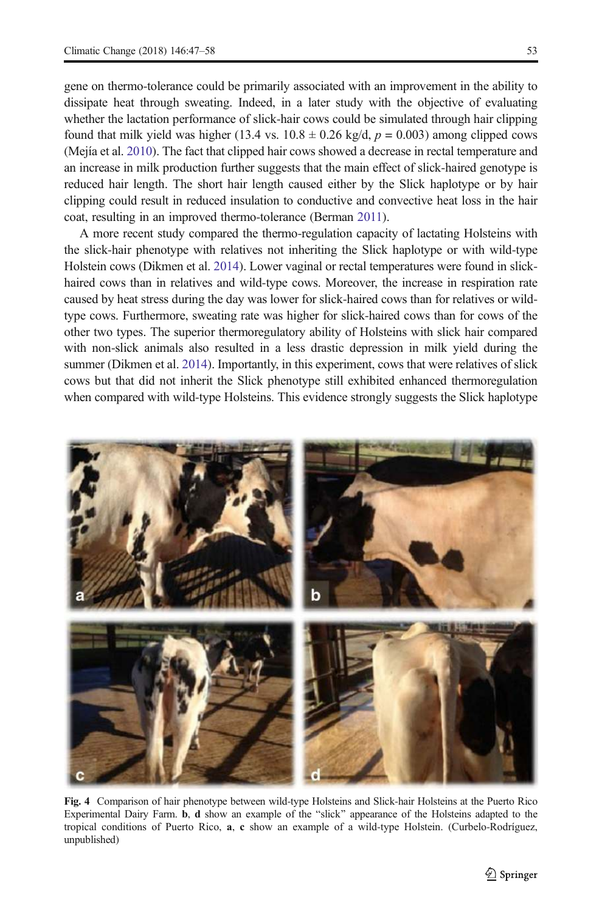gene on thermo-tolerance could be primarily associated with an improvement in the ability to dissipate heat through sweating. Indeed, in a later study with the objective of evaluating whether the lactation performance of slick-hair cows could be simulated through hair clipping found that milk yield was higher (13.4 vs. $10.8 \pm 0.26$ kg/d, $p = 0.003$) among clipped cows (Mejía et al. 2010). The fact that clipped hair cows showed a decrease in rectal temperature and an increase in milk production further suggests that the main effect of slick-haired genotype is reduced hair length. The short hair length caused either by the Slick haplotype or by hair clipping could result in reduced insulation to conductive and convective heat loss in the hair coat, resulting in an improved thermo-tolerance (Berman 2011).

A more recent study compared the thermo-regulation capacity of lactating Holsteins with the slick-hair phenotype with relatives not inheriting the Slick haplotype or with wild-type Holstein cows (Dikmen et al. 2014). Lower vaginal or rectal temperatures were found in slick-haired cows than in relatives and wild-type cows. Moreover, the increase in respiration rate caused by heat stress during the day was lower for slick-haired cows than for relatives or wild-type cows. Furthermore, sweating rate was higher for slick-haired cows than for cows of the other two types. The superior thermoregulatory ability of Holsteins with slick hair compared with non-slick animals also resulted in a less drastic depression in milk yield during the summer (Dikmen et al. 2014). Importantly, in this experiment, cows that were relatives of slick cows but that did not inherit the Slick phenotype still exhibited enhanced thermoregulation when compared with wild-type Holsteins. This evidence strongly suggests the Slick haplotype

**Fig. 4** Comparison of hair phenotype between wild-type Holsteins and Slick-hair Holsteins at the Puerto Rico Experimental Dairy Farm. **b**, **d** show an example of the "slick" appearance of the Holsteins adapted to the tropical conditions of Puerto Rico, **a**, **c** show an example of a wild-type Holstein. (Curbelo-Rodríguez, unpublished)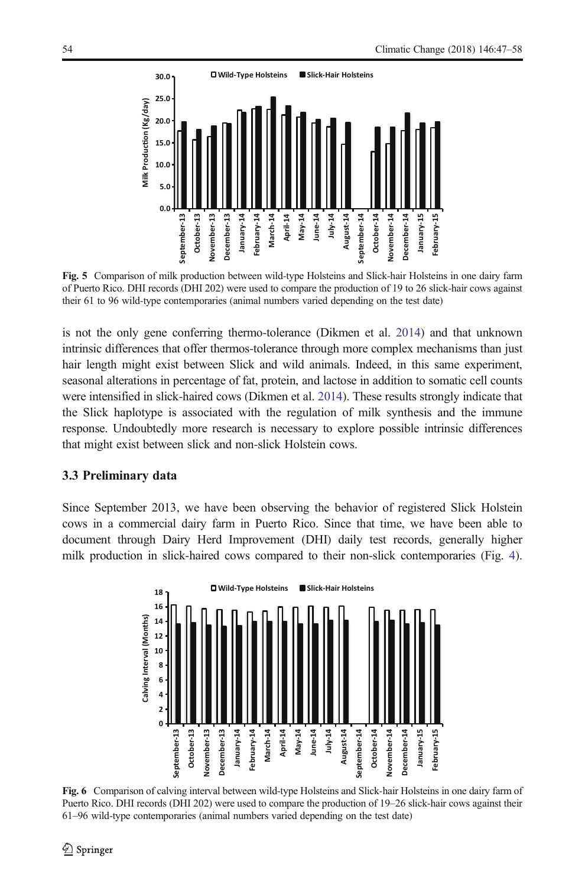Fig. 5 Comparison of milk production between wild-type Holsteins and Slick-hair Holsteins in one dairy farm of Puerto Rico. DHI records (DHI 202) were used to compare the production of 19 to 26 slick-hair cows against their 61 to 96 wild-type contemporaries (animal numbers varied depending on the test date)

is not the only gene conferring thermo-tolerance (Dikmen et al. 2014) and that unknown intrinsic differences that offer thermos-tolerance through more complex mechanisms than just hair length might exist between Slick and wild animals. Indeed, in this same experiment, seasonal alterations in percentage of fat, protein, and lactose in addition to somatic cell counts were intensified in slick-haired cows (Dikmen et al. 2014). These results strongly indicate that the Slick haplotype is associated with the regulation of milk synthesis and the immune response. Undoubtedly more research is necessary to explore possible intrinsic differences that might exist between slick and non-slick Holstein cows.

### 3.3 Preliminary data

Since September 2013, we have been observing the behavior of registered Slick Holstein cows in a commercial dairy farm in Puerto Rico. Since that time, we have been able to document through Dairy Herd Improvement (DHI) daily test records, generally higher milk production in slick-haired cows compared to their non-slick contemporaries (Fig. 4).

Fig. 6 Comparison of calving interval between wild-type Holsteins and Slick-hair Holsteins in one dairy farm of Puerto Rico. DHI records (DHI 202) were used to compare the production of 19–26 slick-hair cows against their 61–96 wild-type contemporaries (animal numbers varied depending on the test date)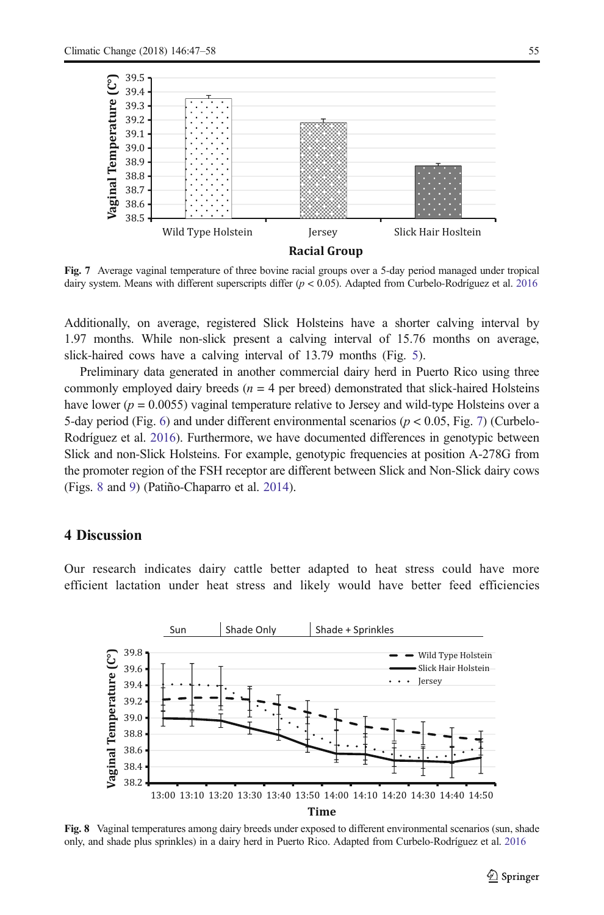Fig. 7 Average vaginal temperature of three bovine racial groups over a 5-day period managed under tropical dairy system. Means with different superscripts differ ($p < 0.05$). Adapted from Curbelo-Rodríguez et al. 2016

Additionally, on average, registered Slick Holsteins have a shorter calving interval by 1.97 months. While non-slick present a calving interval of 15.76 months on average, slick-haired cows have a calving interval of 13.79 months (Fig. 5).

Preliminary data generated in another commercial dairy herd in Puerto Rico using three commonly employed dairy breeds ($n = 4$ per breed) demonstrated that slick-haired Holsteins have lower ($p = 0.0055$) vaginal temperature relative to Jersey and wild-type Holsteins over a 5-day period (Fig. 6) and under different environmental scenarios ($p < 0.05$, Fig. 7) (Curbelo-Rodríguez et al. 2016). Furthermore, we have documented differences in genotypic between Slick and non-Slick Holsteins. For example, genotypic frequencies at position A-278G from the promoter region of the FSH receptor are different between Slick and Non-Slick dairy cows (Figs. 8 and 9) (Patiño-Chaparro et al. 2014).

## 4 Discussion

Our research indicates dairy cattle better adapted to heat stress could have more efficient lactation under heat stress and likely would have better feed efficiencies

Fig. 8 Vaginal temperatures among dairy breeds under exposed to different environmental scenarios (sun, shade only, and shade plus sprinkles) in a dairy herd in Puerto Rico. Adapted from Curbelo-Rodríguez et al. 2016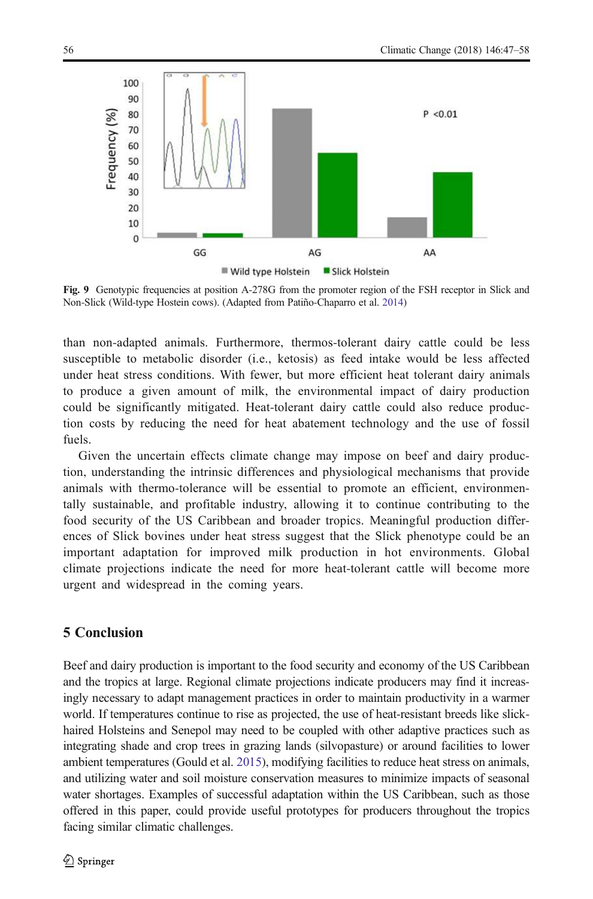Fig. 9 Genotypic frequencies at position A-278G from the promoter region of the FSH receptor in Slick and Non-Slick (Wild-type Hostein cows). (Adapted from Patiño-Chaparro et al. 2014)

than non-adapted animals. Furthermore, thermos-tolerant dairy cattle could be less susceptible to metabolic disorder (i.e., ketosis) as feed intake would be less affected under heat stress conditions. With fewer, but more efficient heat tolerant dairy animals to produce a given amount of milk, the environmental impact of dairy production could be significantly mitigated. Heat-tolerant dairy cattle could also reduce production costs by reducing the need for heat abatement technology and the use of fossil fuels.

Given the uncertain effects climate change may impose on beef and dairy production, understanding the intrinsic differences and physiological mechanisms that provide animals with thermo-tolerance will be essential to promote an efficient, environmentally sustainable, and profitable industry, allowing it to continue contributing to the food security of the US Caribbean and broader tropics. Meaningful production differences of Slick bovines under heat stress suggest that the Slick phenotype could be an important adaptation for improved milk production in hot environments. Global climate projections indicate the need for more heat-tolerant cattle will become more urgent and widespread in the coming years.

## 5 Conclusion

Beef and dairy production is important to the food security and economy of the US Caribbean and the tropics at large. Regional climate projections indicate producers may find it increasingly necessary to adapt management practices in order to maintain productivity in a warmer world. If temperatures continue to rise as projected, the use of heat-resistant breeds like slick-haired Holsteins and Senepol may need to be coupled with other adaptive practices such as integrating shade and crop trees in grazing lands (silvopasture) or around facilities to lower ambient temperatures (Gould et al. 2015), modifying facilities to reduce heat stress on animals, and utilizing water and soil moisture conservation measures to minimize impacts of seasonal water shortages. Examples of successful adaptation within the US Caribbean, such as those offered in this paper, could provide useful prototypes for producers throughout the tropics facing similar climatic challenges.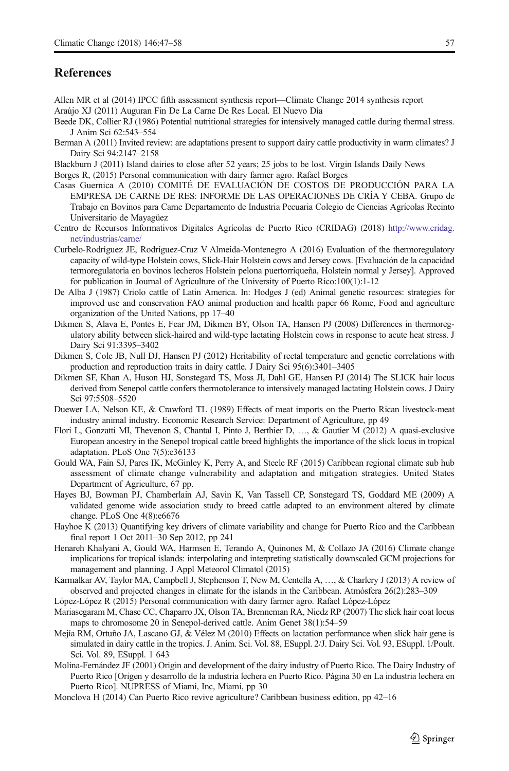## References

Allen MR et al (2014) IPCC fifth assessment synthesis report—Climate Change 2014 synthesis report

Araújo XJ (2011) Auguran Fin De La Carne De Res Local. El Nuevo Día

Beede DK, Collier RJ (1986) Potential nutritional strategies for intensively managed cattle during thermal stress. J Anim Sci 62:543–554

Berman A (2011) Invited review: are adaptations present to support dairy cattle productivity in warm climates? J Dairy Sci 94:2147–2158

Blackburn J (2011) Island dairies to close after 52 years; 25 jobs to be lost. Virgin Islands Daily News

Borges R, (2015) Personal communication with dairy farmer agro. Rafael Borges

Casas Guernica A (2010) COMITÉ DE EVALUACIÓN DE COSTOS DE PRODUCCIÓN PARA LA EMPRESA DE CARNE DE RES: INFORME DE LAS OPERACIONES DE CRÍA Y CEBA. Grupo de Trabajo en Bovinos para Carne Departamento de Industria Pecuaria Colegio de Ciencias Agrícolas Recinto Universitario de Mayagüez

Centro de Recursos Informativos Digitales Agrícolas de Puerto Rico (CRIDAG) (2018) http://www.cridag.net/industrias/carne/

Curbelo-Rodríguez JE, Rodríguez-Cruz V Almeida-Montenegro A (2016) Evaluation of the thermoregulatory capacity of wild-type Holstein cows, Slick-Hair Holstein cows and Jersey cows. [Evaluación de la capacidad termoregulatoria en bovinos lecheros Holstein pelona puertorriqueña, Holstein normal y Jersey]. Approved for publication in Journal of Agriculture of the University of Puerto Rico:100(1):1-12

De Alba J (1987) Criolo cattle of Latin America. In: Hodges J (ed) Animal genetic resources: strategies for improved use and conservation FAO animal production and health paper 66 Rome, Food and agriculture organization of the United Nations, pp 17–40

Dikmen S, Alava E, Pontes E, Fear JM, Dikmen BY, Olson TA, Hansen PJ (2008) Differences in thermoregulatory ability between slick-haired and wild-type lactating Holstein cows in response to acute heat stress. J Dairy Sci 91:3395–3402

Dikmen S, Cole JB, Null DJ, Hansen PJ (2012) Heritability of rectal temperature and genetic correlations with production and reproduction traits in dairy cattle. J Dairy Sci 95(6):3401–3405

Dikmen SF, Khan A, Huson HJ, Sonstegard TS, Moss JI, Dahl GE, Hansen PJ (2014) The SLICK hair locus derived from Senepol cattle confers thermotolerance to intensively managed lactating Holstein cows. J Dairy Sci 97:5508–5520

Duewer LA, Nelson KE, & Crawford TL (1989) Effects of meat imports on the Puerto Rican livestock-meat industry animal industry. Economic Research Service: Department of Agriculture, pp 49

Flori L, Gonzatti MI, Thevenon S, Chantal I, Pinto J, Berthier D, …, & Gautier M (2012) A quasi-exclusive European ancestry in the Senepol tropical cattle breed highlights the importance of the slick locus in tropical adaptation. PLoS One 7(5):e36133

Gould WA, Fain SJ, Pares IK, McGinley K, Perry A, and Steele RF (2015) Caribbean regional climate sub hub assessment of climate change vulnerability and adaptation and mitigation strategies. United States Department of Agriculture, 67 pp.

Hayes BJ, Bowman PJ, Chamberlain AJ, Savin K, Van Tassell CP, Sonstegard TS, Goddard ME (2009) A validated genome wide association study to breed cattle adapted to an environment altered by climate change. PLoS One 4(8):e6676

Hayhoe K (2013) Quantifying key drivers of climate variability and change for Puerto Rico and the Caribbean final report 1 Oct 2011–30 Sep 2012, pp 241

Henareh Khalyani A, Gould WA, Harmsen E, Terando A, Quinones M, & Collazo JA (2016) Climate change implications for tropical islands: interpolating and interpreting statistically downscaled GCM projections for management and planning. J Appl Meteorol Climatol (2015)

Karmalkar AV, Taylor MA, Campbell J, Stephenson T, New M, Centella A, …, & Charlery J (2013) A review of observed and projected changes in climate for the islands in the Caribbean. Atmósfera 26(2):283–309

López-López R (2015) Personal communication with dairy farmer agro. Rafael López-López

Mariasegaram M, Chase CC, Chaparro JX, Olson TA, Brenneman RA, Niedz RP (2007) The slick hair coat locus maps to chromosome 20 in Senepol-derived cattle. Anim Genet 38(1):54–59

Mejía RM, Ortuño JA, Lascano GJ, & Vélez M (2010) Effects on lactation performance when slick hair gene is simulated in dairy cattle in the tropics. J. Anim. Sci. Vol. 88, ESuppl. 2/J. Dairy Sci. Vol. 93, ESuppl. 1/Poult. Sci. Vol. 89, ESuppl. 1 643

Molina-Fernández JF (2001) Origin and development of the dairy industry of Puerto Rico. The Dairy Industry of Puerto Rico [Origen y desarrollo de la industria lechera en Puerto Rico. Página 30 en La industria lechera en Puerto Rico]. NUPRESS of Miami, Inc, Miami, pp 30

Monclova H (2014) Can Puerto Rico revive agriculture? Caribbean business edition, pp 42–16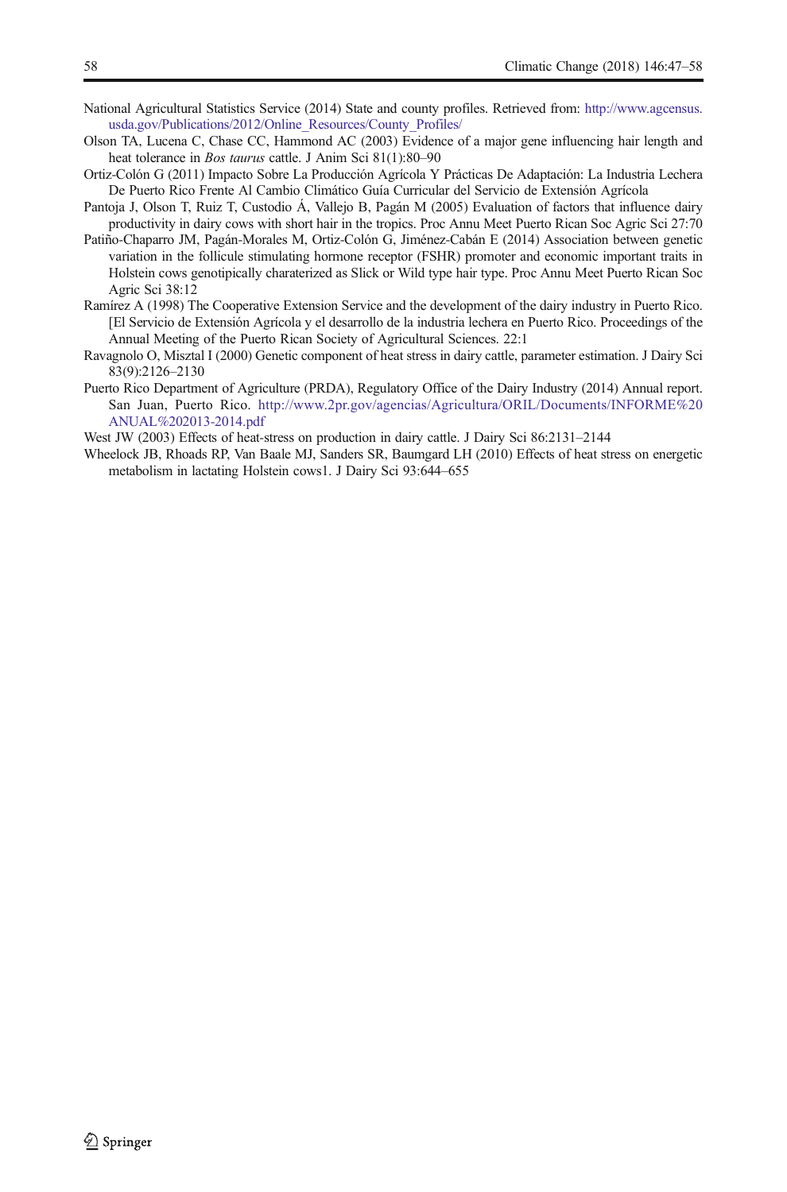National Agricultural Statistics Service (2014) State and county profiles. Retrieved from: http://www.agcensus.usda.gov/Publications/2012/Online_Resources/County_Profiles/

Olson TA, Lucena C, Chase CC, Hammond AC (2003) Evidence of a major gene influencing hair length and heat tolerance in *Bos taurus* cattle. J Anim Sci 81(1):80–90

Ortiz-Colón G (2011) Impacto Sobre La Producción Agrícola Y Prácticas De Adaptación: La Industria Lechera De Puerto Rico Frente Al Cambio Climático Guía Curricular del Servicio de Extensión Agrícola

Pantoja J, Olson T, Ruiz T, Custodio Á, Vallejo B, Pagán M (2005) Evaluation of factors that influence dairy productivity in dairy cows with short hair in the tropics. Proc Annu Meet Puerto Rican Soc Agric Sci 27:70

Patiño-Chaparro JM, Pagán-Morales M, Ortiz-Colón G, Jiménez-Cabán E (2014) Association between genetic variation in the follicle stimulating hormone receptor (FSHR) promoter and economic important traits in Holstein cows genotipically charaterized as Slick or Wild type hair type. Proc Annu Meet Puerto Rican Soc Agric Sci 38:12

Ramírez A (1998) The Cooperative Extension Service and the development of the dairy industry in Puerto Rico. [El Servicio de Extensión Agrícola y el desarrollo de la industria lechera en Puerto Rico. Proceedings of the Annual Meeting of the Puerto Rican Society of Agricultural Sciences. 22:1

Ravagnolo O, Misztal I (2000) Genetic component of heat stress in dairy cattle, parameter estimation. J Dairy Sci 83(9):2126–2130

Puerto Rico Department of Agriculture (PRDA), Regulatory Office of the Dairy Industry (2014) Annual report. San Juan, Puerto Rico. http://www.2pr.gov/agencias/Agricultura/ORIL/Documents/INFORME%20ANUAL%202013-2014.pdf

West JW (2003) Effects of heat-stress on production in dairy cattle. J Dairy Sci 86:2131–2144

Wheelock JB, Rhoads RP, Van Baale MJ, Sanders SR, Baumgard LH (2010) Effects of heat stress on energetic metabolism in lactating Holstein cows1. J Dairy Sci 93:644–655